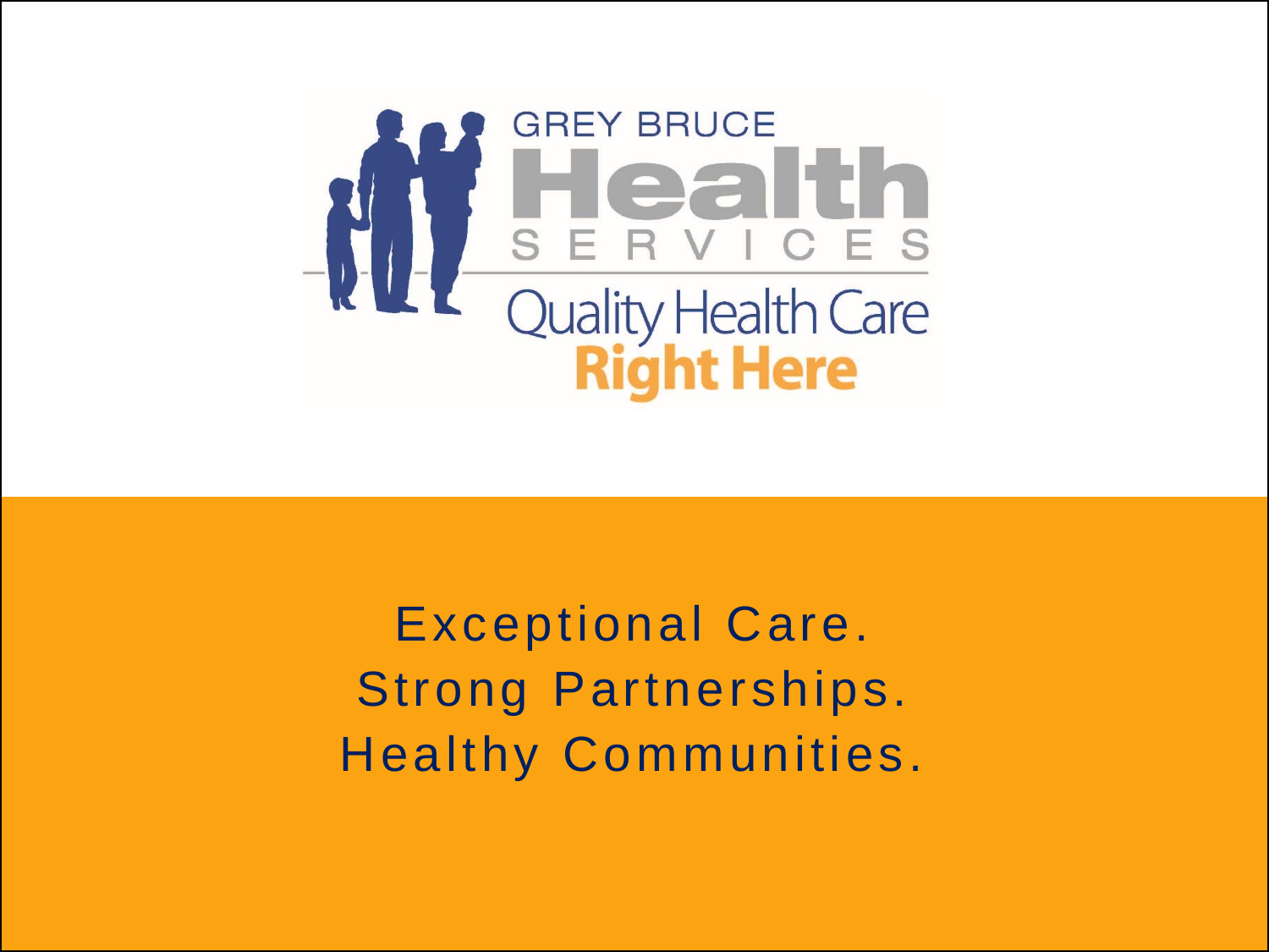GREY BRUCE

# Health

SERVICES

Quality Health Care
**Right Here**

Exceptional Care.
Strong Partnerships.
Healthy Communities.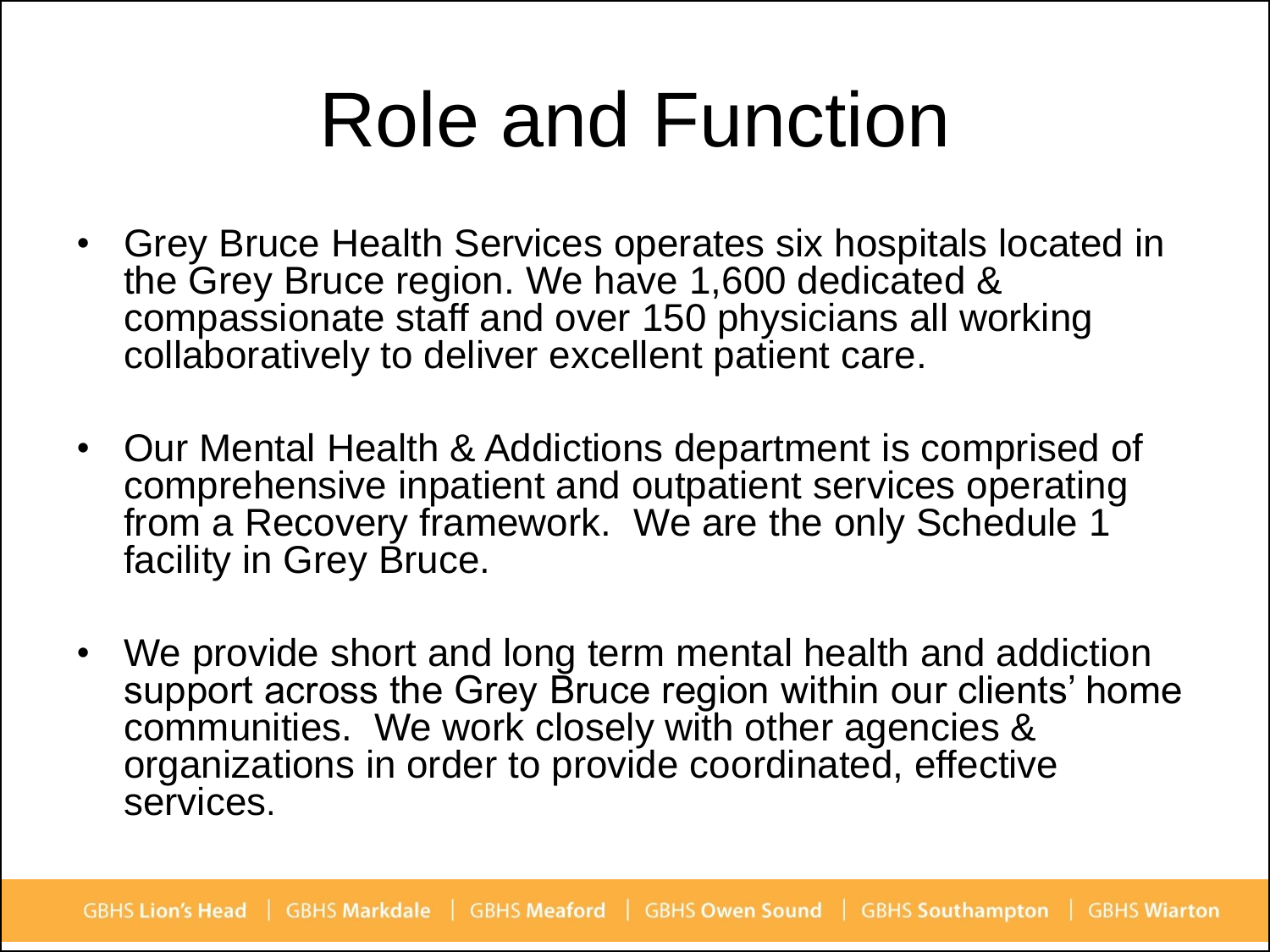# Role and Function

- Grey Bruce Health Services operates six hospitals located in the Grey Bruce region. We have 1,600 dedicated & compassionate staff and over 150 physicians all working collaboratively to deliver excellent patient care.
- Our Mental Health & Addictions department is comprised of comprehensive inpatient and outpatient services operating from a Recovery framework. We are the only Schedule 1 facility in Grey Bruce.
- We provide short and long term mental health and addiction support across the Grey Bruce region within our clients' home communities. We work closely with other agencies & organizations in order to provide coordinated, effective services.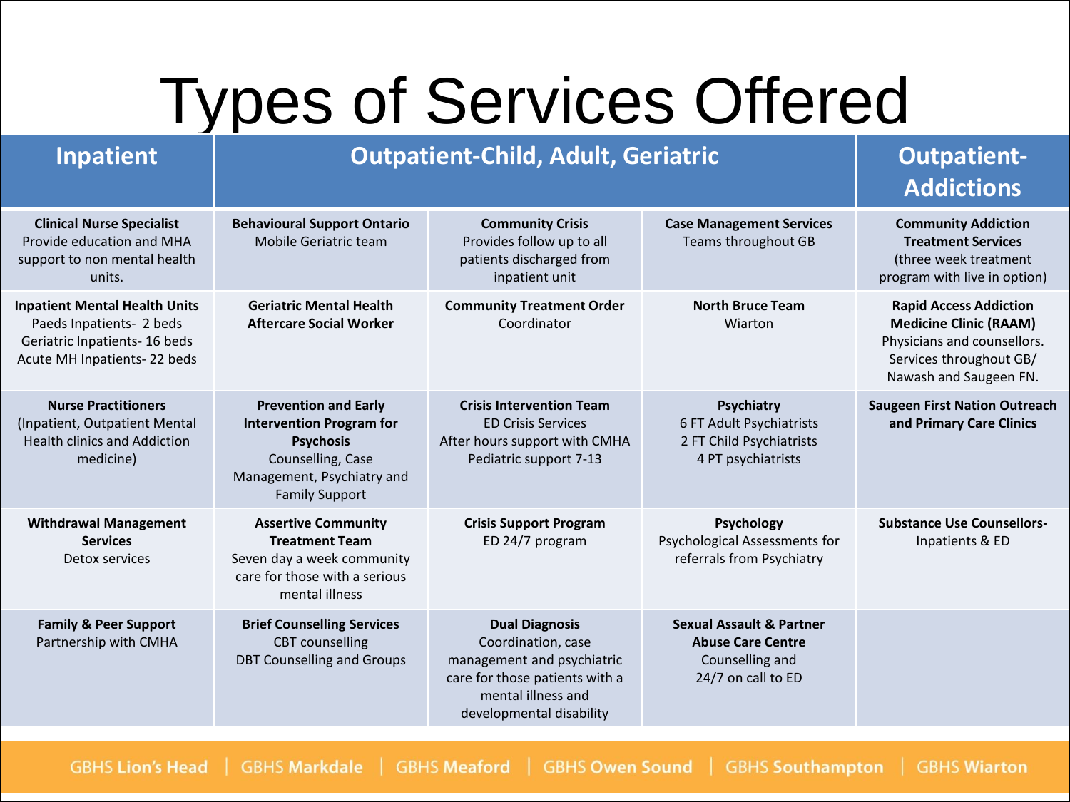# Types of Services Offered

| Inpatient | Outpatient-Child, Adult, Geriatric | | | Outpatient-Addictions |
|---|---|---|---|---|
| **Clinical Nurse Specialist** Provide education and MHA support to non mental health units. | **Behavioural Support Ontario** Mobile Geriatric team | **Community Crisis** Provides follow up to all patients discharged from inpatient unit | **Case Management Services** Teams throughout GB | **Community Addiction Treatment Services** (three week treatment program with live in option) |
| **Inpatient Mental Health Units** Paeds Inpatients- 2 beds Geriatric Inpatients- 16 beds Acute MH Inpatients- 22 beds | **Geriatric Mental Health Aftercare Social Worker** | **Community Treatment Order** Coordinator | **North Bruce Team** Wiarton | **Rapid Access Addiction Medicine Clinic (RAAM)** Physicians and counsellors. Services throughout GB/ Nawash and Saugeen FN. |
| **Nurse Practitioners** (Inpatient, Outpatient Mental Health clinics and Addiction medicine) | **Prevention and Early Intervention Program for Psychosis** Counselling, Case Management, Psychiatry and Family Support | **Crisis Intervention Team** ED Crisis Services After hours support with CMHA Pediatric support 7-13 | **Psychiatry** 6 FT Adult Psychiatrists 2 FT Child Psychiatrists 4 PT psychiatrists | **Saugeen First Nation Outreach and Primary Care Clinics** |
| **Withdrawal Management Services** Detox services | **Assertive Community Treatment Team** Seven day a week community care for those with a serious mental illness | **Crisis Support Program** ED 24/7 program | **Psychology** Psychological Assessments for referrals from Psychiatry | **Substance Use Counsellors-** Inpatients & ED |
| **Family & Peer Support** Partnership with CMHA | **Brief Counselling Services** CBT counselling DBT Counselling and Groups | **Dual Diagnosis** Coordination, case management and psychiatric care for those patients with a mental illness and developmental disability | **Sexual Assault & Partner Abuse Care Centre** Counselling and 24/7 on call to ED | |

GBHS **Lion's Head** | GBHS **Markdale** | GBHS **Meaford** | GBHS **Owen Sound** | GBHS **Southampton** | GBHS **Wiarton**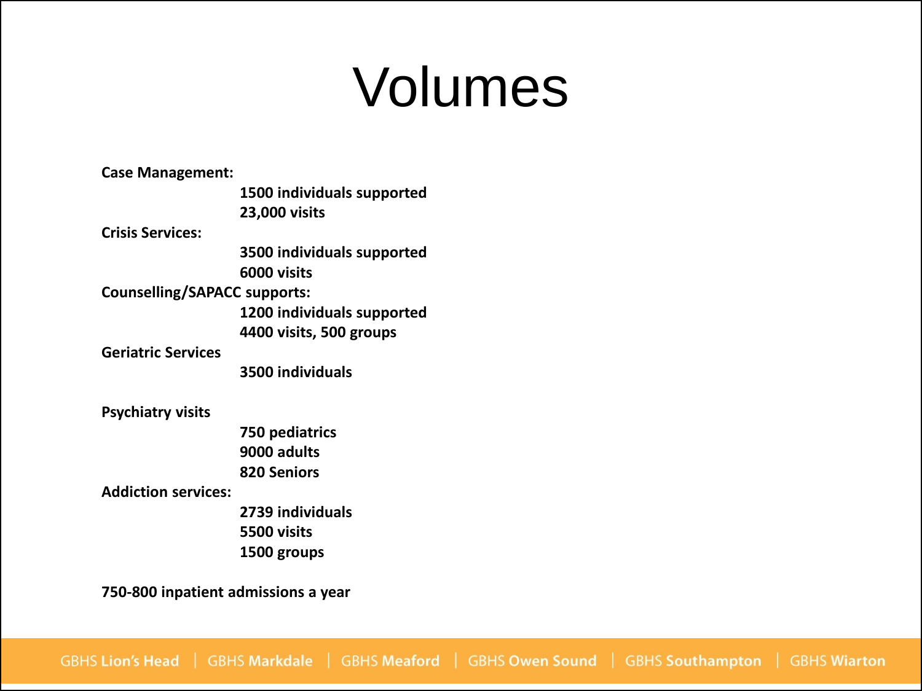# Volumes

**Case Management:**

**1500 individuals supported**
**23,000 visits**

**Crisis Services:**

**3500 individuals supported**
**6000 visits**

**Counselling/SAPACC supports:**

**1200 individuals supported**
**4400 visits, 500 groups**

**Geriatric Services**

**3500 individuals**

**Psychiatry visits**

**750 pediatrics**
**9000 adults**
**820 Seniors**

**Addiction services:**

**2739 individuals**
**5500 visits**
**1500 groups**

**750-800 inpatient admissions a year**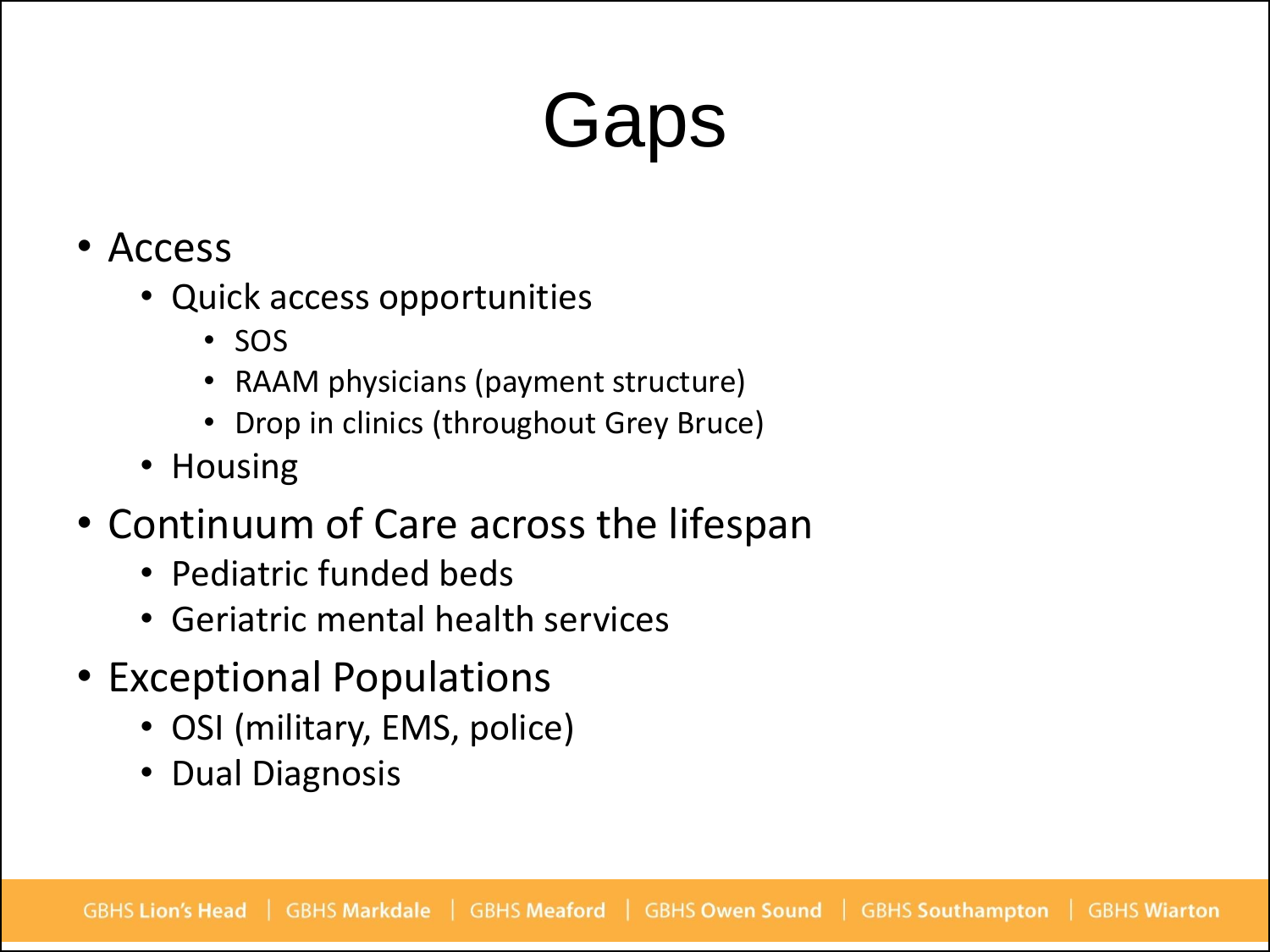# Gaps

- Access
  - Quick access opportunities
    - SOS
    - RAAM physicians (payment structure)
    - Drop in clinics (throughout Grey Bruce)
  - Housing
- Continuum of Care across the lifespan
  - Pediatric funded beds
  - Geriatric mental health services
- Exceptional Populations
  - OSI (military, EMS, police)
  - Dual Diagnosis